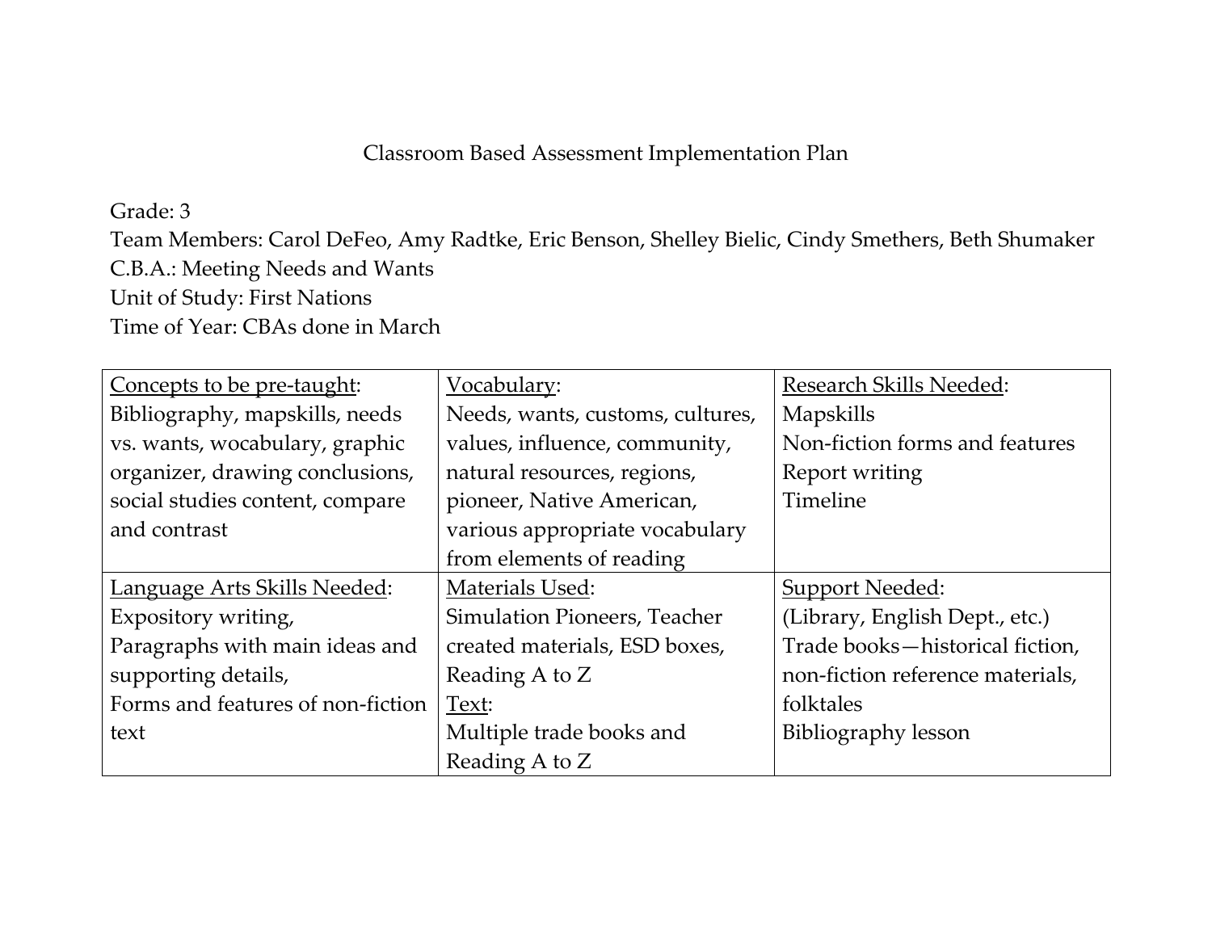# Classroom Based Assessment Implementation Plan

Grade: 3
Team Members: Carol DeFeo, Amy Radtke, Eric Benson, Shelley Bielic, Cindy Smethers, Beth Shumaker
C.B.A.: Meeting Needs and Wants
Unit of Study: First Nations
Time of Year: CBAs done in March

| Concepts to be pre-taught: | Vocabulary: | Research Skills Needed: |
|---|---|---|
| Bibliography, mapskills, needs vs. wants, wocabulary, graphic organizer, drawing conclusions, social studies content, compare and contrast | Needs, wants, customs, cultures, values, influence, community, natural resources, regions, pioneer, Native American, various appropriate vocabulary from elements of reading | Mapskills<br>Non-fiction forms and features<br>Report writing<br>Timeline |
| Language Arts Skills Needed:<br>Expository writing,<br>Paragraphs with main ideas and supporting details,<br>Forms and features of non-fiction text | Materials Used:<br>Simulation Pioneers, Teacher created materials, ESD boxes, Reading A to Z<br>Text:<br>Multiple trade books and Reading A to Z | Support Needed:<br>(Library, English Dept., etc.)<br>Trade books—historical fiction, non-fiction reference materials, folktales<br>Bibliography lesson |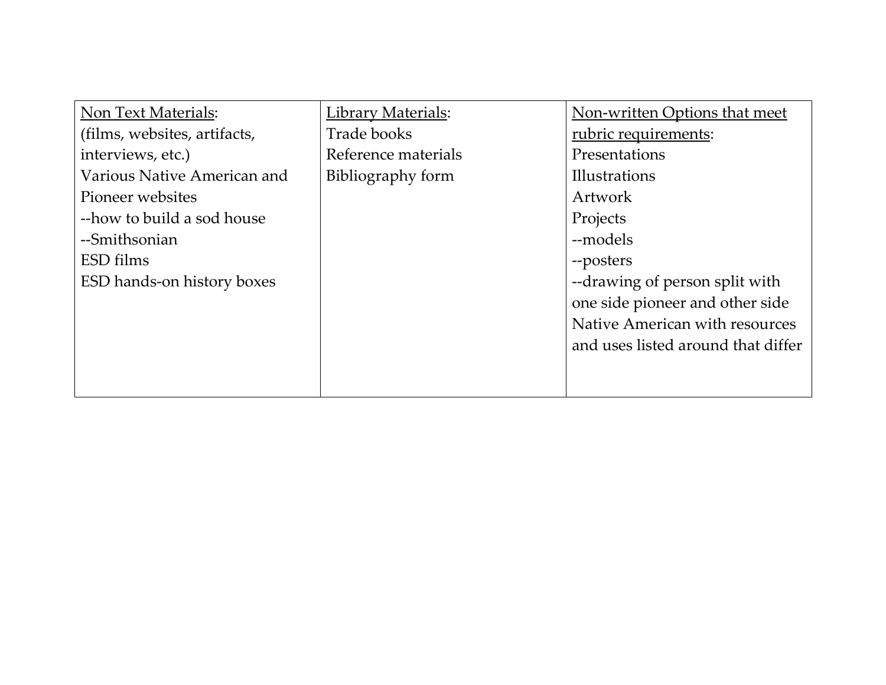| | | |
|---|---|---|
| <u>Non Text Materials</u>:<br>(films, websites, artifacts, interviews, etc.)<br>Various Native American and Pioneer websites<br>--how to build a sod house<br>--Smithsonian<br>ESD films<br>ESD hands-on history boxes | <u>Library Materials</u>:<br>Trade books<br>Reference materials<br>Bibliography form | <u>Non-written Options that meet rubric requirements</u>:<br>Presentations<br>Illustrations<br>Artwork<br>Projects<br>--models<br>--posters<br>--drawing of person split with one side pioneer and other side Native American with resources and uses listed around that differ |